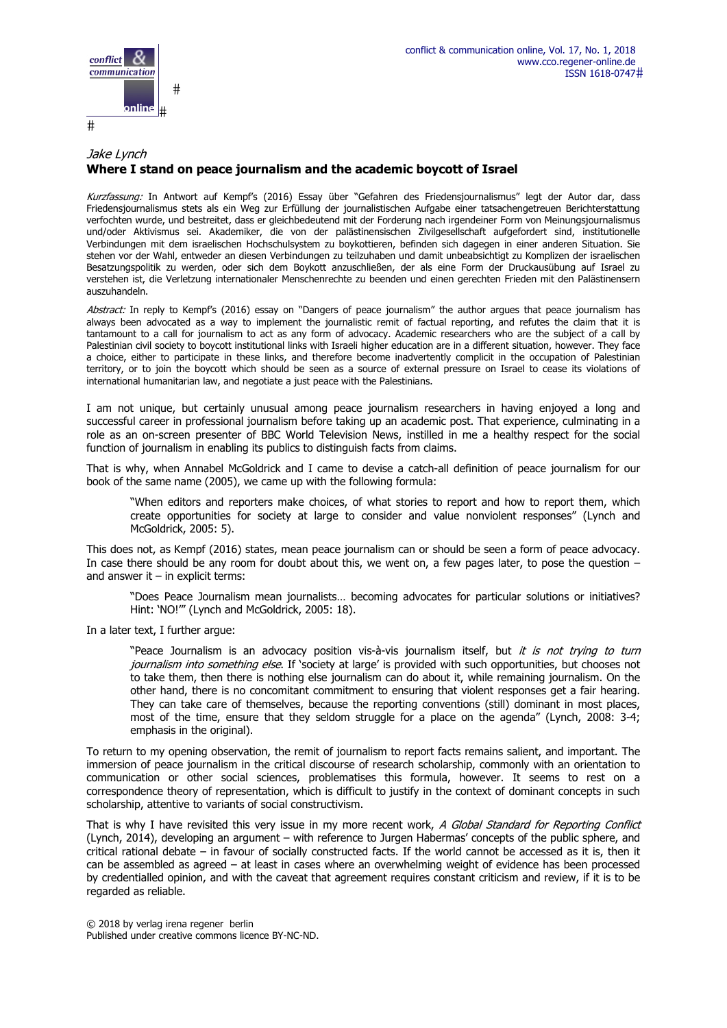*Jake Lynch*

# Where I stand on peace journalism and the academic boycott of Israel

*Kurzfassung:* In Antwort auf Kempf's (2016) Essay über "Gefahren des Friedensjournalismus" legt der Autor dar, dass Friedensjournalismus stets als ein Weg zur Erfüllung der journalistischen Aufgabe einer tatsachengetreuen Berichterstattung verfochten wurde, und bestreitet, dass er gleichbedeutend mit der Forderung nach irgendeiner Form von Meinungsjournalismus und/oder Aktivismus sei. Akademiker, die von der palästinensischen Zivilgesellschaft aufgefordert sind, institutionelle Verbindungen mit dem israelischen Hochschulsystem zu boykottieren, befinden sich dagegen in einer anderen Situation. Sie stehen vor der Wahl, entweder an diesen Verbindungen zu teilzuhaben und damit unbeabsichtigt zu Komplizen der israelischen Besatzungspolitik zu werden, oder sich dem Boykott anzuschließen, der als eine Form der Druckausübung auf Israel zu verstehen ist, die Verletzung internationaler Menschenrechte zu beenden und einen gerechten Frieden mit den Palästinensern auszuhandeln.

*Abstract:* In reply to Kempf's (2016) essay on "Dangers of peace journalism" the author argues that peace journalism has always been advocated as a way to implement the journalistic remit of factual reporting, and refutes the claim that it is tantamount to a call for journalism to act as any form of advocacy. Academic researchers who are the subject of a call by Palestinian civil society to boycott institutional links with Israeli higher education are in a different situation, however. They face a choice, either to participate in these links, and therefore become inadvertently complicit in the occupation of Palestinian territory, or to join the boycott which should be seen as a source of external pressure on Israel to cease its violations of international humanitarian law, and negotiate a just peace with the Palestinians.

I am not unique, but certainly unusual among peace journalism researchers in having enjoyed a long and successful career in professional journalism before taking up an academic post. That experience, culminating in a role as an on-screen presenter of BBC World Television News, instilled in me a healthy respect for the social function of journalism in enabling its publics to distinguish facts from claims.

That is why, when Annabel McGoldrick and I came to devise a catch-all definition of peace journalism for our book of the same name (2005), we came up with the following formula:

> "When editors and reporters make choices, of what stories to report and how to report them, which create opportunities for society at large to consider and value nonviolent responses" (Lynch and McGoldrick, 2005: 5).

This does not, as Kempf (2016) states, mean peace journalism can or should be seen a form of peace advocacy. In case there should be any room for doubt about this, we went on, a few pages later, to pose the question – and answer it – in explicit terms:

> "Does Peace Journalism mean journalists… becoming advocates for particular solutions or initiatives? Hint: 'NO!'" (Lynch and McGoldrick, 2005: 18).

In a later text, I further argue:

> "Peace Journalism is an advocacy position vis-à-vis journalism itself, but *it is not trying to turn journalism into something else*. If 'society at large' is provided with such opportunities, but chooses not to take them, then there is nothing else journalism can do about it, while remaining journalism. On the other hand, there is no concomitant commitment to ensuring that violent responses get a fair hearing. They can take care of themselves, because the reporting conventions (still) dominant in most places, most of the time, ensure that they seldom struggle for a place on the agenda" (Lynch, 2008: 3-4; emphasis in the original).

To return to my opening observation, the remit of journalism to report facts remains salient, and important. The immersion of peace journalism in the critical discourse of research scholarship, commonly with an orientation to communication or other social sciences, problematises this formula, however. It seems to rest on a correspondence theory of representation, which is difficult to justify in the context of dominant concepts in such scholarship, attentive to variants of social constructivism.

That is why I have revisited this very issue in my more recent work, *A Global Standard for Reporting Conflict* (Lynch, 2014), developing an argument – with reference to Jurgen Habermas' concepts of the public sphere, and critical rational debate – in favour of socially constructed facts. If the world cannot be accessed as it is, then it can be assembled as agreed – at least in cases where an overwhelming weight of evidence has been processed by credentialled opinion, and with the caveat that agreement requires constant criticism and review, if it is to be regarded as reliable.

© 2018 by verlag irena regener berlin
Published under creative commons licence BY-NC-ND.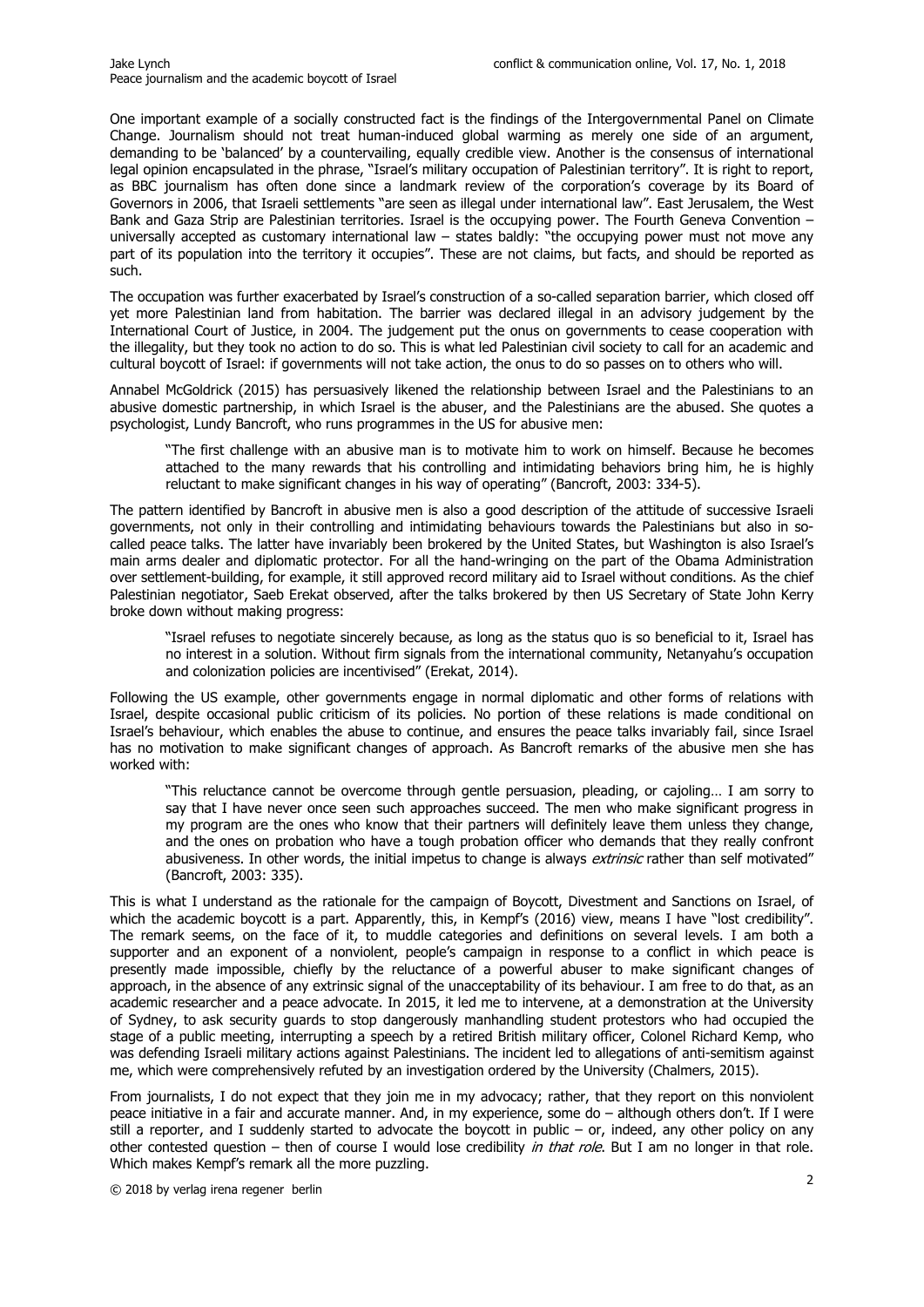One important example of a socially constructed fact is the findings of the Intergovernmental Panel on Climate Change. Journalism should not treat human-induced global warming as merely one side of an argument, demanding to be 'balanced' by a countervailing, equally credible view. Another is the consensus of international legal opinion encapsulated in the phrase, "Israel's military occupation of Palestinian territory". It is right to report, as BBC journalism has often done since a landmark review of the corporation's coverage by its Board of Governors in 2006, that Israeli settlements "are seen as illegal under international law". East Jerusalem, the West Bank and Gaza Strip are Palestinian territories. Israel is the occupying power. The Fourth Geneva Convention – universally accepted as customary international law – states baldly: "the occupying power must not move any part of its population into the territory it occupies". These are not claims, but facts, and should be reported as such.

The occupation was further exacerbated by Israel's construction of a so-called separation barrier, which closed off yet more Palestinian land from habitation. The barrier was declared illegal in an advisory judgement by the International Court of Justice, in 2004. The judgement put the onus on governments to cease cooperation with the illegality, but they took no action to do so. This is what led Palestinian civil society to call for an academic and cultural boycott of Israel: if governments will not take action, the onus to do so passes on to others who will.

Annabel McGoldrick (2015) has persuasively likened the relationship between Israel and the Palestinians to an abusive domestic partnership, in which Israel is the abuser, and the Palestinians are the abused. She quotes a psychologist, Lundy Bancroft, who runs programmes in the US for abusive men:

> "The first challenge with an abusive man is to motivate him to work on himself. Because he becomes attached to the many rewards that his controlling and intimidating behaviors bring him, he is highly reluctant to make significant changes in his way of operating" (Bancroft, 2003: 334-5).

The pattern identified by Bancroft in abusive men is also a good description of the attitude of successive Israeli governments, not only in their controlling and intimidating behaviours towards the Palestinians but also in so-called peace talks. The latter have invariably been brokered by the United States, but Washington is also Israel's main arms dealer and diplomatic protector. For all the hand-wringing on the part of the Obama Administration over settlement-building, for example, it still approved record military aid to Israel without conditions. As the chief Palestinian negotiator, Saeb Erekat observed, after the talks brokered by then US Secretary of State John Kerry broke down without making progress:

> "Israel refuses to negotiate sincerely because, as long as the status quo is so beneficial to it, Israel has no interest in a solution. Without firm signals from the international community, Netanyahu's occupation and colonization policies are incentivised" (Erekat, 2014).

Following the US example, other governments engage in normal diplomatic and other forms of relations with Israel, despite occasional public criticism of its policies. No portion of these relations is made conditional on Israel's behaviour, which enables the abuse to continue, and ensures the peace talks invariably fail, since Israel has no motivation to make significant changes of approach. As Bancroft remarks of the abusive men she has worked with:

> "This reluctance cannot be overcome through gentle persuasion, pleading, or cajoling… I am sorry to say that I have never once seen such approaches succeed. The men who make significant progress in my program are the ones who know that their partners will definitely leave them unless they change, and the ones on probation who have a tough probation officer who demands that they really confront abusiveness. In other words, the initial impetus to change is always *extrinsic* rather than self motivated" (Bancroft, 2003: 335).

This is what I understand as the rationale for the campaign of Boycott, Divestment and Sanctions on Israel, of which the academic boycott is a part. Apparently, this, in Kempf's (2016) view, means I have "lost credibility". The remark seems, on the face of it, to muddle categories and definitions on several levels. I am both a supporter and an exponent of a nonviolent, people's campaign in response to a conflict in which peace is presently made impossible, chiefly by the reluctance of a powerful abuser to make significant changes of approach, in the absence of any extrinsic signal of the unacceptability of its behaviour. I am free to do that, as an academic researcher and a peace advocate. In 2015, it led me to intervene, at a demonstration at the University of Sydney, to ask security guards to stop dangerously manhandling student protestors who had occupied the stage of a public meeting, interrupting a speech by a retired British military officer, Colonel Richard Kemp, who was defending Israeli military actions against Palestinians. The incident led to allegations of anti-semitism against me, which were comprehensively refuted by an investigation ordered by the University (Chalmers, 2015).

From journalists, I do not expect that they join me in my advocacy; rather, that they report on this nonviolent peace initiative in a fair and accurate manner. And, in my experience, some do – although others don't. If I were still a reporter, and I suddenly started to advocate the boycott in public – or, indeed, any other policy on any other contested question – then of course I would lose credibility *in that role*. But I am no longer in that role. Which makes Kempf's remark all the more puzzling.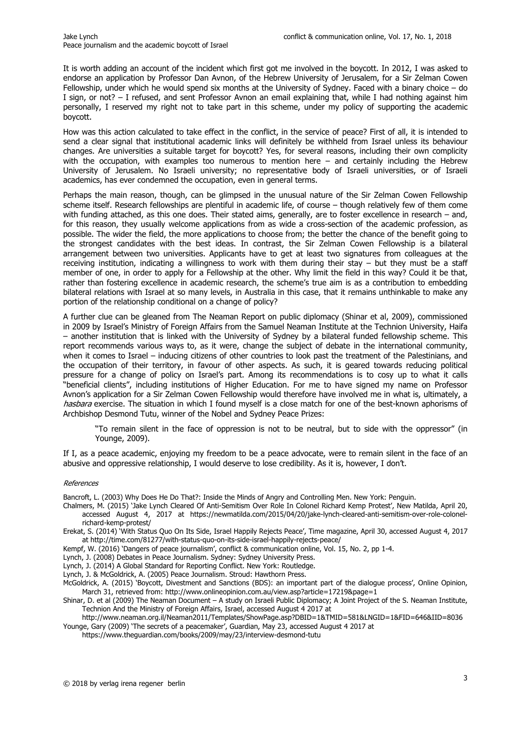It is worth adding an account of the incident which first got me involved in the boycott. In 2012, I was asked to endorse an application by Professor Dan Avnon, of the Hebrew University of Jerusalem, for a Sir Zelman Cowen Fellowship, under which he would spend six months at the University of Sydney. Faced with a binary choice – do I sign, or not? – I refused, and sent Professor Avnon an email explaining that, while I had nothing against him personally, I reserved my right not to take part in this scheme, under my policy of supporting the academic boycott.

How was this action calculated to take effect in the conflict, in the service of peace? First of all, it is intended to send a clear signal that institutional academic links will definitely be withheld from Israel unless its behaviour changes. Are universities a suitable target for boycott? Yes, for several reasons, including their own complicity with the occupation, with examples too numerous to mention here – and certainly including the Hebrew University of Jerusalem. No Israeli university; no representative body of Israeli universities, or of Israeli academics, has ever condemned the occupation, even in general terms.

Perhaps the main reason, though, can be glimpsed in the unusual nature of the Sir Zelman Cowen Fellowship scheme itself. Research fellowships are plentiful in academic life, of course – though relatively few of them come with funding attached, as this one does. Their stated aims, generally, are to foster excellence in research – and, for this reason, they usually welcome applications from as wide a cross-section of the academic profession, as possible. The wider the field, the more applications to choose from; the better the chance of the benefit going to the strongest candidates with the best ideas. In contrast, the Sir Zelman Cowen Fellowship is a bilateral arrangement between two universities. Applicants have to get at least two signatures from colleagues at the receiving institution, indicating a willingness to work with them during their stay – but they must be a staff member of one, in order to apply for a Fellowship at the other. Why limit the field in this way? Could it be that, rather than fostering excellence in academic research, the scheme's true aim is as a contribution to embedding bilateral relations with Israel at so many levels, in Australia in this case, that it remains unthinkable to make any portion of the relationship conditional on a change of policy?

A further clue can be gleaned from The Neaman Report on public diplomacy (Shinar et al, 2009), commissioned in 2009 by Israel's Ministry of Foreign Affairs from the Samuel Neaman Institute at the Technion University, Haifa – another institution that is linked with the University of Sydney by a bilateral funded fellowship scheme. This report recommends various ways to, as it were, change the subject of debate in the international community, when it comes to Israel – inducing citizens of other countries to look past the treatment of the Palestinians, and the occupation of their territory, in favour of other aspects. As such, it is geared towards reducing political pressure for a change of policy on Israel's part. Among its recommendations is to cosy up to what it calls "beneficial clients", including institutions of Higher Education. For me to have signed my name on Professor Avnon's application for a Sir Zelman Cowen Fellowship would therefore have involved me in what is, ultimately, a *hasbara* exercise. The situation in which I found myself is a close match for one of the best-known aphorisms of Archbishop Desmond Tutu, winner of the Nobel and Sydney Peace Prizes:

> "To remain silent in the face of oppression is not to be neutral, but to side with the oppressor" (in Younge, 2009).

If I, as a peace academic, enjoying my freedom to be a peace advocate, were to remain silent in the face of an abusive and oppressive relationship, I would deserve to lose credibility. As it is, however, I don't.

*References*

Bancroft, L. (2003) Why Does He Do That?: Inside the Minds of Angry and Controlling Men. New York: Penguin.

Chalmers, M. (2015) 'Jake Lynch Cleared Of Anti-Semitism Over Role In Colonel Richard Kemp Protest', New Matilda, April 20, accessed August 4, 2017 at https://newmatilda.com/2015/04/20/jake-lynch-cleared-anti-semitism-over-role-colonel-richard-kemp-protest/

Erekat, S. (2014) 'With Status Quo On Its Side, Israel Happily Rejects Peace', Time magazine, April 30, accessed August 4, 2017 at http://time.com/81277/with-status-quo-on-its-side-israel-happily-rejects-peace/

Kempf, W. (2016) 'Dangers of peace journalism', conflict & communication online, Vol. 15, No. 2, pp 1-4.

Lynch, J. (2008) Debates in Peace Journalism. Sydney: Sydney University Press.

Lynch, J. (2014) A Global Standard for Reporting Conflict. New York: Routledge.

Lynch, J. & McGoldrick, A. (2005) Peace Journalism. Stroud: Hawthorn Press.

McGoldrick, A. (2015) 'Boycott, Divestment and Sanctions (BDS): an important part of the dialogue process', Online Opinion, March 31, retrieved from: http://www.onlineopinion.com.au/view.asp?article=17219&page=1

Shinar, D. et al (2009) The Neaman Document – A study on Israeli Public Diplomacy; A Joint Project of the S. Neaman Institute, Technion And the Ministry of Foreign Affairs, Israel, accessed August 4 2017 at http://www.neaman.org.il/Neaman2011/Templates/ShowPage.asp?DBID=1&TMID=581&LNGID=1&FID=646&IID=8036

Younge, Gary (2009) 'The secrets of a peacemaker', Guardian, May 23, accessed August 4 2017 at https://www.theguardian.com/books/2009/may/23/interview-desmond-tutu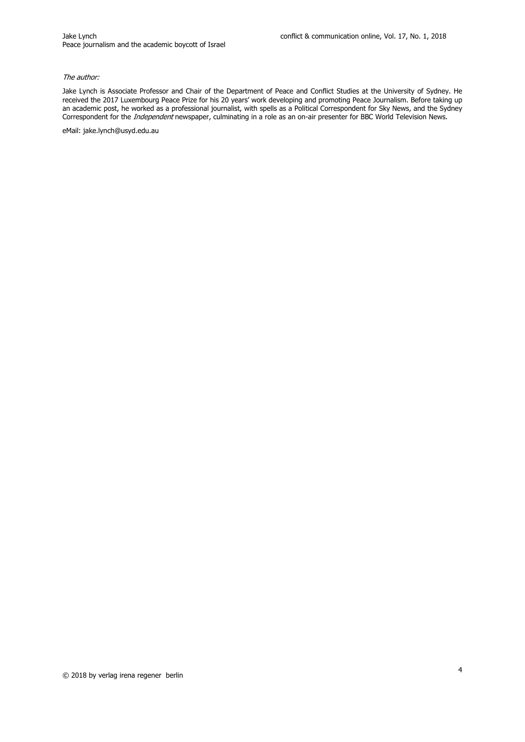*The author:*

Jake Lynch is Associate Professor and Chair of the Department of Peace and Conflict Studies at the University of Sydney. He received the 2017 Luxembourg Peace Prize for his 20 years' work developing and promoting Peace Journalism. Before taking up an academic post, he worked as a professional journalist, with spells as a Political Correspondent for Sky News, and the Sydney Correspondent for the *Independent* newspaper, culminating in a role as an on-air presenter for BBC World Television News.

eMail: jake.lynch@usyd.edu.au